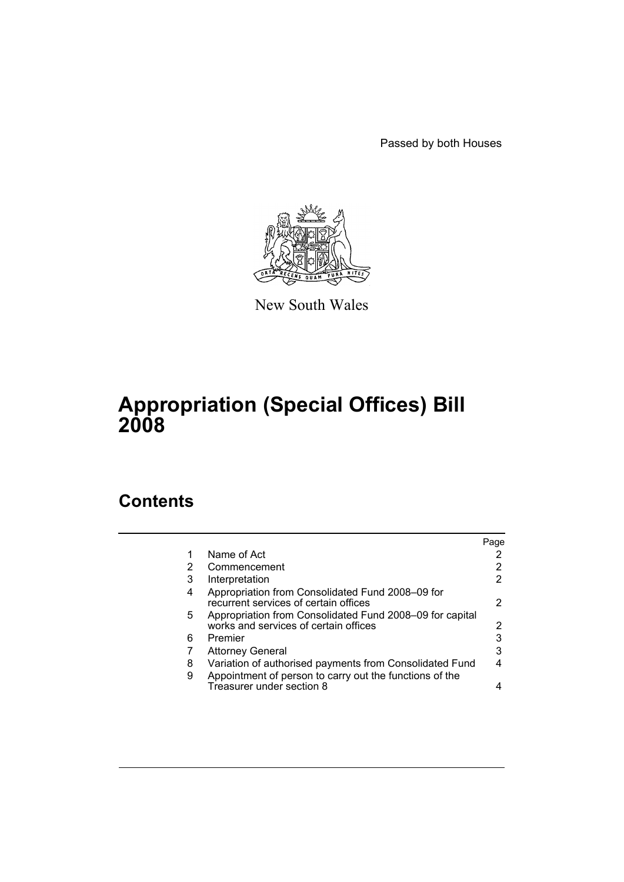Passed by both Houses

New South Wales

# Appropriation (Special Offices) Bill 2008

## Contents

| | | Page |
|---|---|---|
| 1 | Name of Act | 2 |
| 2 | Commencement | 2 |
| 3 | Interpretation | 2 |
| 4 | Appropriation from Consolidated Fund 2008–09 for recurrent services of certain offices | 2 |
| 5 | Appropriation from Consolidated Fund 2008–09 for capital works and services of certain offices | 2 |
| 6 | Premier | 3 |
| 7 | Attorney General | 3 |
| 8 | Variation of authorised payments from Consolidated Fund | 4 |
| 9 | Appointment of person to carry out the functions of the Treasurer under section 8 | 4 |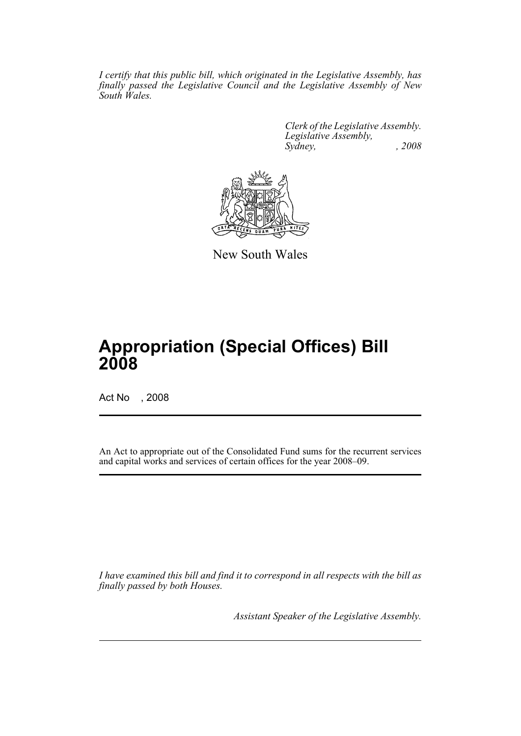*I certify that this public bill, which originated in the Legislative Assembly, has finally passed the Legislative Council and the Legislative Assembly of New South Wales.*

*Clerk of the Legislative Assembly.*
*Legislative Assembly,*
*Sydney, , 2008*

New South Wales

# Appropriation (Special Offices) Bill 2008

Act No , 2008

An Act to appropriate out of the Consolidated Fund sums for the recurrent services and capital works and services of certain offices for the year 2008–09.

*I have examined this bill and find it to correspond in all respects with the bill as finally passed by both Houses.*

*Assistant Speaker of the Legislative Assembly.*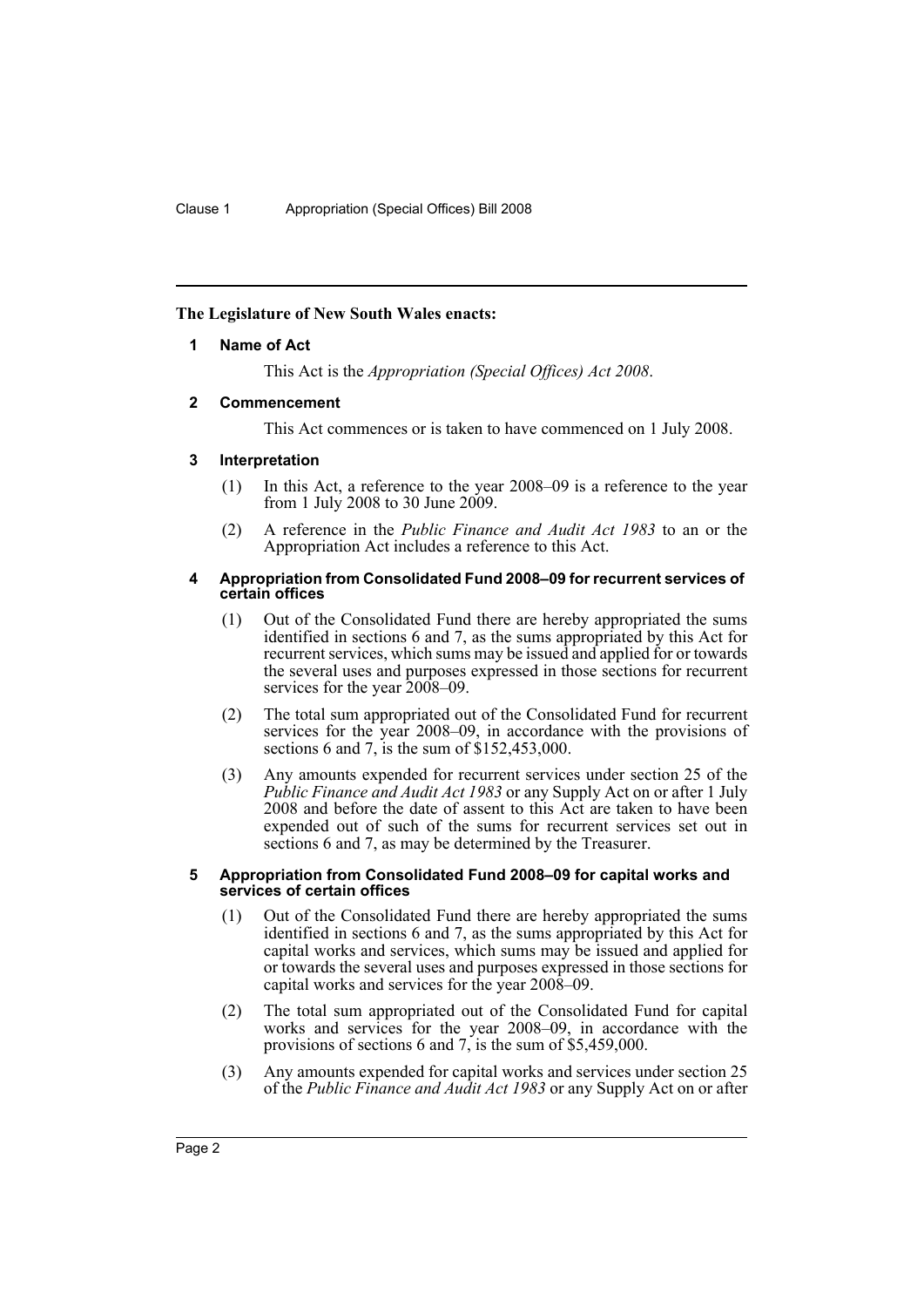**The Legislature of New South Wales enacts:**

### 1 Name of Act

This Act is the *Appropriation (Special Offices) Act 2008*.

### 2 Commencement

This Act commences or is taken to have commenced on 1 July 2008.

### 3 Interpretation

(1) In this Act, a reference to the year 2008–09 is a reference to the year from 1 July 2008 to 30 June 2009.

(2) A reference in the *Public Finance and Audit Act 1983* to an or the Appropriation Act includes a reference to this Act.

### 4 Appropriation from Consolidated Fund 2008–09 for recurrent services of certain offices

(1) Out of the Consolidated Fund there are hereby appropriated the sums identified in sections 6 and 7, as the sums appropriated by this Act for recurrent services, which sums may be issued and applied for or towards the several uses and purposes expressed in those sections for recurrent services for the year 2008–09.

(2) The total sum appropriated out of the Consolidated Fund for recurrent services for the year 2008–09, in accordance with the provisions of sections 6 and 7, is the sum of $152,453,000.

(3) Any amounts expended for recurrent services under section 25 of the *Public Finance and Audit Act 1983* or any Supply Act on or after 1 July 2008 and before the date of assent to this Act are taken to have been expended out of such of the sums for recurrent services set out in sections 6 and 7, as may be determined by the Treasurer.

### 5 Appropriation from Consolidated Fund 2008–09 for capital works and services of certain offices

(1) Out of the Consolidated Fund there are hereby appropriated the sums identified in sections 6 and 7, as the sums appropriated by this Act for capital works and services, which sums may be issued and applied for or towards the several uses and purposes expressed in those sections for capital works and services for the year 2008–09.

(2) The total sum appropriated out of the Consolidated Fund for capital works and services for the year 2008–09, in accordance with the provisions of sections 6 and 7, is the sum of $5,459,000.

(3) Any amounts expended for capital works and services under section 25 of the *Public Finance and Audit Act 1983* or any Supply Act on or after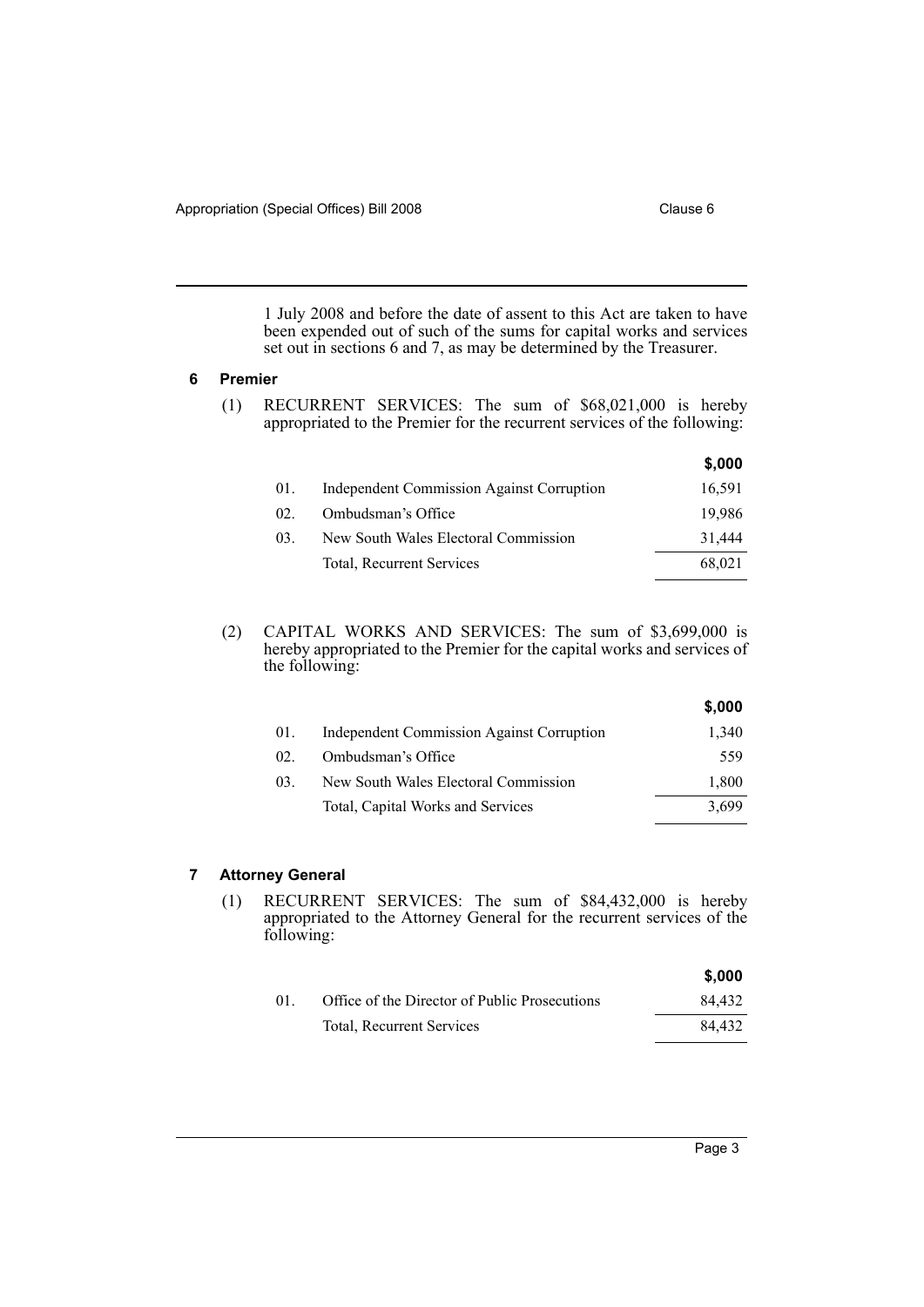1 July 2008 and before the date of assent to this Act are taken to have been expended out of such of the sums for capital works and services set out in sections 6 and 7, as may be determined by the Treasurer.

## 6 Premier

(1) RECURRENT SERVICES: The sum of $68,021,000 is hereby appropriated to the Premier for the recurrent services of the following:

| | | $,000 |
|---|---|---|
| 01. | Independent Commission Against Corruption | 16,591 |
| 02. | Ombudsman's Office | 19,986 |
| 03. | New South Wales Electoral Commission | 31,444 |
| | Total, Recurrent Services | 68,021 |

(2) CAPITAL WORKS AND SERVICES: The sum of $3,699,000 is hereby appropriated to the Premier for the capital works and services of the following:

| | | $,000 |
|---|---|---|
| 01. | Independent Commission Against Corruption | 1,340 |
| 02. | Ombudsman's Office | 559 |
| 03. | New South Wales Electoral Commission | 1,800 |
| | Total, Capital Works and Services | 3,699 |

## 7 Attorney General

(1) RECURRENT SERVICES: The sum of $84,432,000 is hereby appropriated to the Attorney General for the recurrent services of the following:

| | | $,000 |
|---|---|---|
| 01. | Office of the Director of Public Prosecutions | 84,432 |
| | Total, Recurrent Services | 84,432 |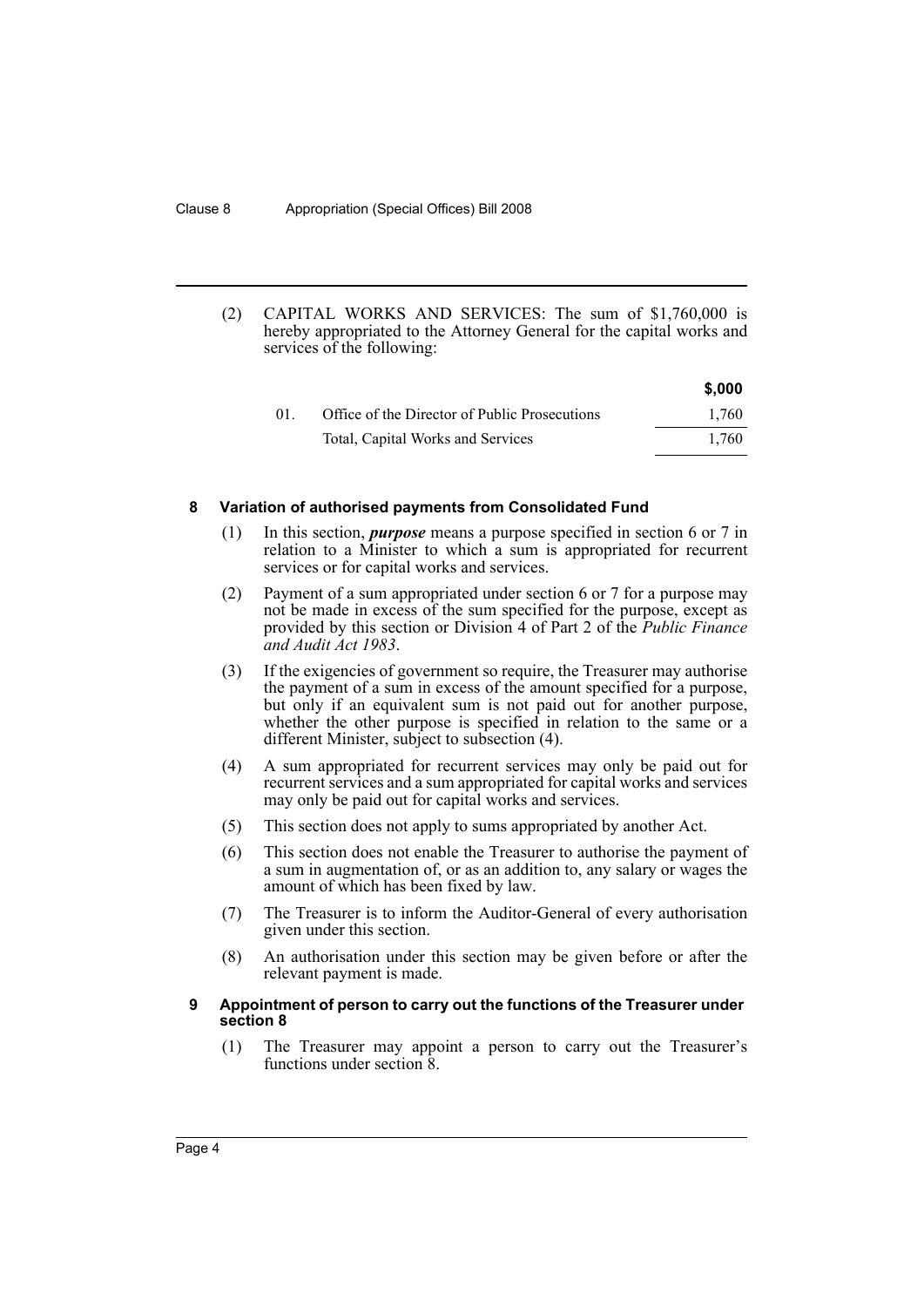(2) CAPITAL WORKS AND SERVICES: The sum of $1,760,000 is hereby appropriated to the Attorney General for the capital works and services of the following:

| | | $,000 |
|---|---|---|
| 01. | Office of the Director of Public Prosecutions | 1,760 |
| | Total, Capital Works and Services | 1,760 |

#### 8 Variation of authorised payments from Consolidated Fund

(1) In this section, ***purpose*** means a purpose specified in section 6 or 7 in relation to a Minister to which a sum is appropriated for recurrent services or for capital works and services.

(2) Payment of a sum appropriated under section 6 or 7 for a purpose may not be made in excess of the sum specified for the purpose, except as provided by this section or Division 4 of Part 2 of the *Public Finance and Audit Act 1983*.

(3) If the exigencies of government so require, the Treasurer may authorise the payment of a sum in excess of the amount specified for a purpose, but only if an equivalent sum is not paid out for another purpose, whether the other purpose is specified in relation to the same or a different Minister, subject to subsection (4).

(4) A sum appropriated for recurrent services may only be paid out for recurrent services and a sum appropriated for capital works and services may only be paid out for capital works and services.

(5) This section does not apply to sums appropriated by another Act.

(6) This section does not enable the Treasurer to authorise the payment of a sum in augmentation of, or as an addition to, any salary or wages the amount of which has been fixed by law.

(7) The Treasurer is to inform the Auditor-General of every authorisation given under this section.

(8) An authorisation under this section may be given before or after the relevant payment is made.

#### 9 Appointment of person to carry out the functions of the Treasurer under section 8

(1) The Treasurer may appoint a person to carry out the Treasurer's functions under section 8.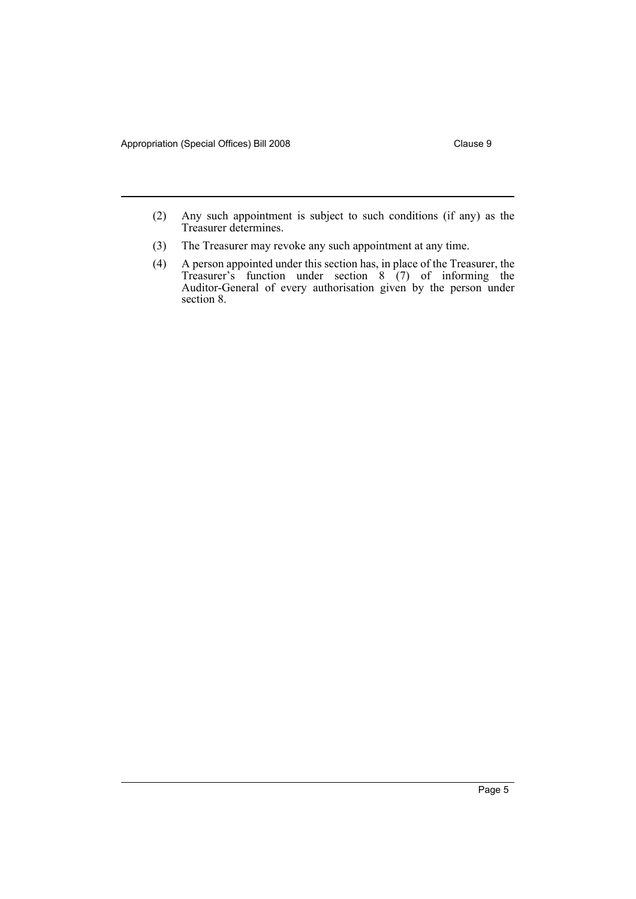(2) Any such appointment is subject to such conditions (if any) as the Treasurer determines.

(3) The Treasurer may revoke any such appointment at any time.

(4) A person appointed under this section has, in place of the Treasurer, the Treasurer's function under section 8 (7) of informing the Auditor-General of every authorisation given by the person under section 8.